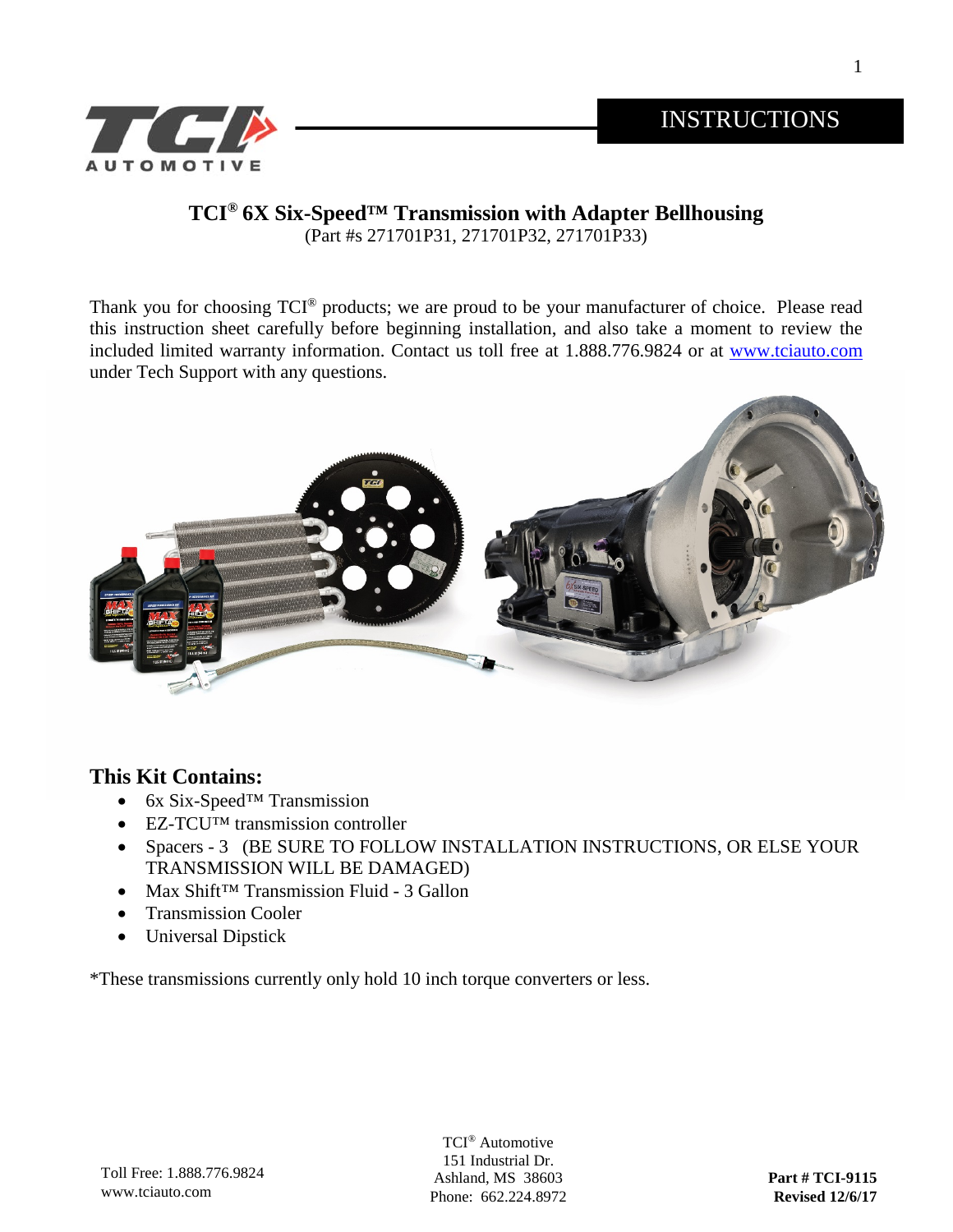# INSTRUCTIONS

## TCI® 6X Six-Speed™ Transmission with Adapter Bellhousing

(Part #s 271701P31, 271701P32, 271701P33)

Thank you for choosing TCI® products; we are proud to be your manufacturer of choice. Please read this instruction sheet carefully before beginning installation, and also take a moment to review the included limited warranty information. Contact us toll free at 1.888.776.9824 or at www.tciauto.com under Tech Support with any questions.

### This Kit Contains:

- 6x Six-Speed™ Transmission
- EZ-TCU™ transmission controller
- Spacers - 3 (BE SURE TO FOLLOW INSTALLATION INSTRUCTIONS, OR ELSE YOUR TRANSMISSION WILL BE DAMAGED)
- Max Shift™ Transmission Fluid - 3 Gallon
- Transmission Cooler
- Universal Dipstick

*These transmissions currently only hold 10 inch torque converters or less.

Toll Free: 1.888.776.9824
www.tciauto.com

TCI® Automotive
151 Industrial Dr.
Ashland, MS 38603
Phone: 662.224.8972

**Part # TCI-9115**
**Revised 12/6/17**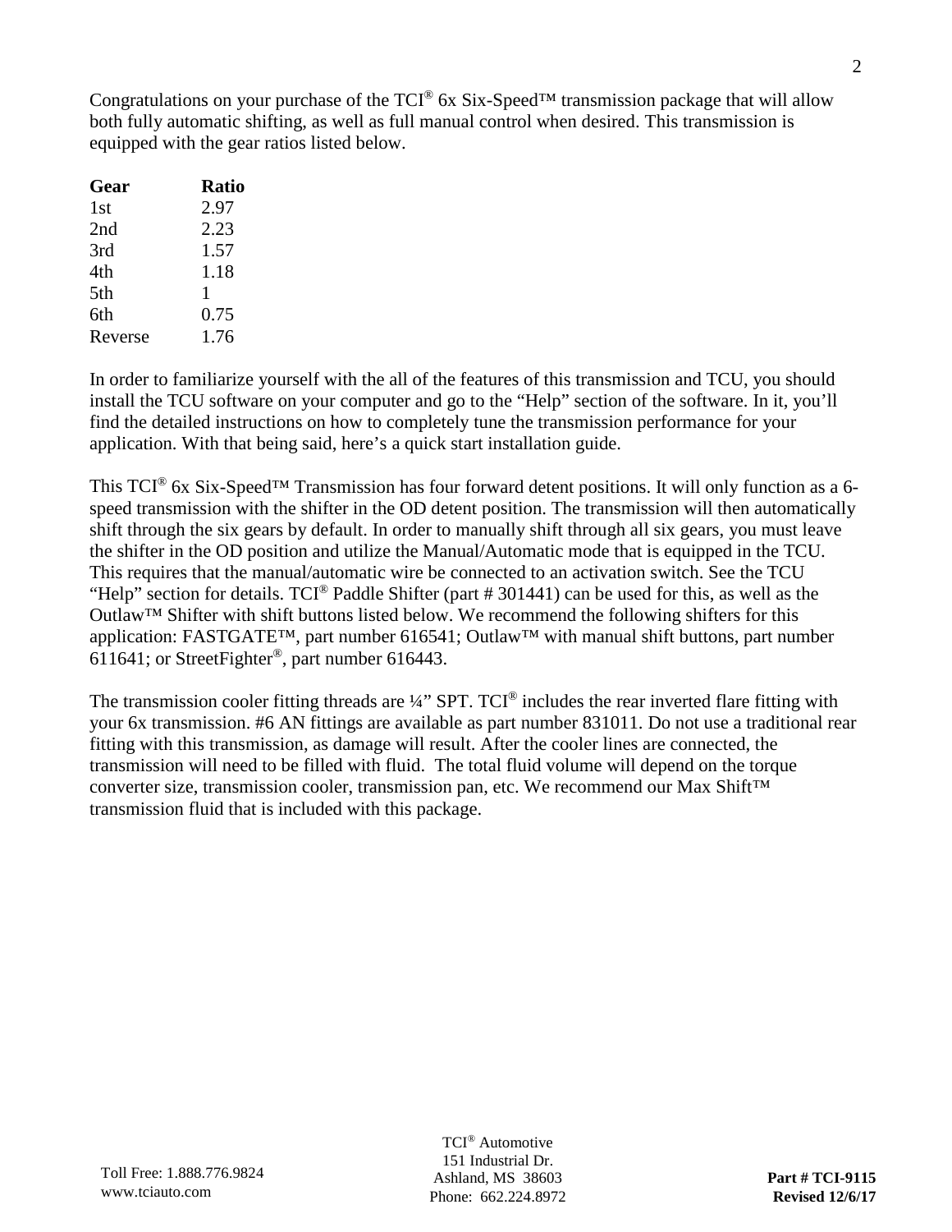Congratulations on your purchase of the TCI® 6x Six-Speed™ transmission package that will allow both fully automatic shifting, as well as full manual control when desired. This transmission is equipped with the gear ratios listed below.

| Gear | Ratio |
|---|---|
| 1st | 2.97 |
| 2nd | 2.23 |
| 3rd | 1.57 |
| 4th | 1.18 |
| 5th | 1 |
| 6th | 0.75 |
| Reverse | 1.76 |

In order to familiarize yourself with the all of the features of this transmission and TCU, you should install the TCU software on your computer and go to the "Help" section of the software. In it, you'll find the detailed instructions on how to completely tune the transmission performance for your application. With that being said, here's a quick start installation guide.

This TCI® 6x Six-Speed™ Transmission has four forward detent positions. It will only function as a 6-speed transmission with the shifter in the OD detent position. The transmission will then automatically shift through the six gears by default. In order to manually shift through all six gears, you must leave the shifter in the OD position and utilize the Manual/Automatic mode that is equipped in the TCU. This requires that the manual/automatic wire be connected to an activation switch. See the TCU "Help" section for details. TCI® Paddle Shifter (part # 301441) can be used for this, as well as the Outlaw™ Shifter with shift buttons listed below. We recommend the following shifters for this application: FASTGATE™, part number 616541; Outlaw™ with manual shift buttons, part number 611641; or StreetFighter®, part number 616443.

The transmission cooler fitting threads are ¼" SPT. TCI® includes the rear inverted flare fitting with your 6x transmission. #6 AN fittings are available as part number 831011. Do not use a traditional rear fitting with this transmission, as damage will result. After the cooler lines are connected, the transmission will need to be filled with fluid. The total fluid volume will depend on the torque converter size, transmission cooler, transmission pan, etc. We recommend our Max Shift™ transmission fluid that is included with this package.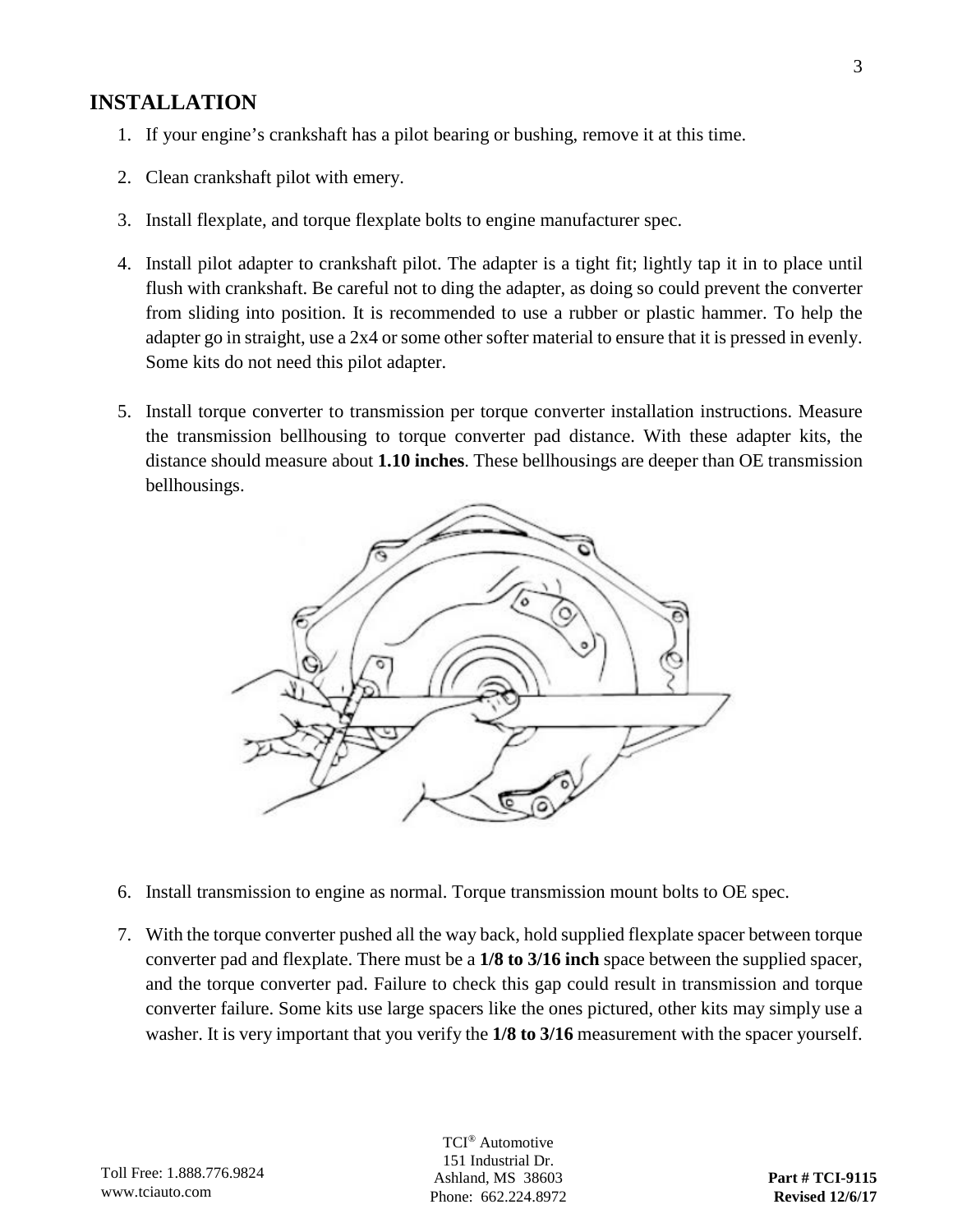# INSTALLATION

1. If your engine's crankshaft has a pilot bearing or bushing, remove it at this time.
2. Clean crankshaft pilot with emery.
3. Install flexplate, and torque flexplate bolts to engine manufacturer spec.
4. Install pilot adapter to crankshaft pilot. The adapter is a tight fit; lightly tap it in to place until flush with crankshaft. Be careful not to ding the adapter, as doing so could prevent the converter from sliding into position. It is recommended to use a rubber or plastic hammer. To help the adapter go in straight, use a 2x4 or some other softer material to ensure that it is pressed in evenly. Some kits do not need this pilot adapter.
5. Install torque converter to transmission per torque converter installation instructions. Measure the transmission bellhousing to torque converter pad distance. With these adapter kits, the distance should measure about **1.10 inches**. These bellhousings are deeper than OE transmission bellhousings.
6. Install transmission to engine as normal. Torque transmission mount bolts to OE spec.
7. With the torque converter pushed all the way back, hold supplied flexplate spacer between torque converter pad and flexplate. There must be a **1/8 to 3/16 inch** space between the supplied spacer, and the torque converter pad. Failure to check this gap could result in transmission and torque converter failure. Some kits use large spacers like the ones pictured, other kits may simply use a washer. It is very important that you verify the **1/8 to 3/16** measurement with the spacer yourself.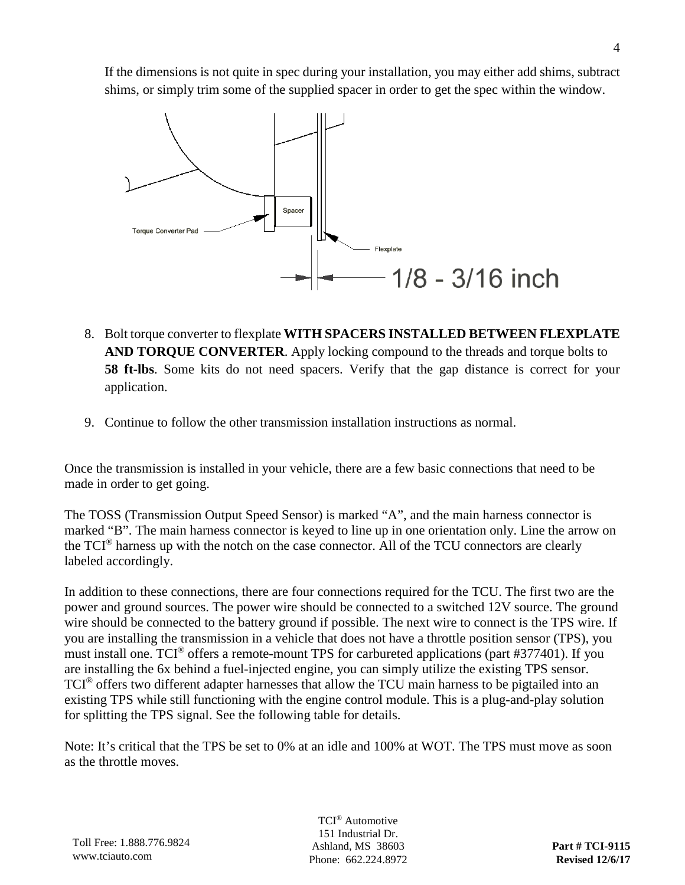If the dimensions is not quite in spec during your installation, you may either add shims, subtract shims, or simply trim some of the supplied spacer in order to get the spec within the window.

8. Bolt torque converter to flexplate **WITH SPACERS INSTALLED BETWEEN FLEXPLATE AND TORQUE CONVERTER**. Apply locking compound to the threads and torque bolts to **58 ft-lbs**. Some kits do not need spacers. Verify that the gap distance is correct for your application.

9. Continue to follow the other transmission installation instructions as normal.

Once the transmission is installed in your vehicle, there are a few basic connections that need to be made in order to get going.

The TOSS (Transmission Output Speed Sensor) is marked "A", and the main harness connector is marked "B". The main harness connector is keyed to line up in one orientation only. Line the arrow on the TCI® harness up with the notch on the case connector. All of the TCU connectors are clearly labeled accordingly.

In addition to these connections, there are four connections required for the TCU. The first two are the power and ground sources. The power wire should be connected to a switched 12V source. The ground wire should be connected to the battery ground if possible. The next wire to connect is the TPS wire. If you are installing the transmission in a vehicle that does not have a throttle position sensor (TPS), you must install one. TCI® offers a remote-mount TPS for carbureted applications (part #377401). If you are installing the 6x behind a fuel-injected engine, you can simply utilize the existing TPS sensor. TCI® offers two different adapter harnesses that allow the TCU main harness to be pigtailed into an existing TPS while still functioning with the engine control module. This is a plug-and-play solution for splitting the TPS signal. See the following table for details.

Note: It's critical that the TPS be set to 0% at an idle and 100% at WOT. The TPS must move as soon as the throttle moves.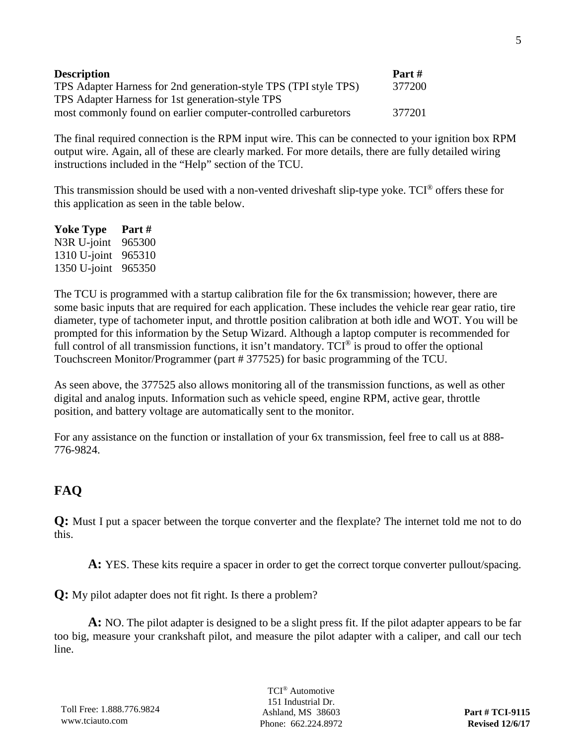| **Description** | **Part #** |
| --- | --- |
| TPS Adapter Harness for 2nd generation-style TPS (TPI style TPS) | 377200 |
| TPS Adapter Harness for 1st generation-style TPS most commonly found on earlier computer-controlled carburetors | 377201 |

The final required connection is the RPM input wire. This can be connected to your ignition box RPM output wire. Again, all of these are clearly marked. For more details, there are fully detailed wiring instructions included in the "Help" section of the TCU.

This transmission should be used with a non-vented driveshaft slip-type yoke. TCI® offers these for this application as seen in the table below.

| **Yoke Type** | **Part #** |
| --- | --- |
| N3R U-joint | 965300 |
| 1310 U-joint | 965310 |
| 1350 U-joint | 965350 |

The TCU is programmed with a startup calibration file for the 6x transmission; however, there are some basic inputs that are required for each application. These includes the vehicle rear gear ratio, tire diameter, type of tachometer input, and throttle position calibration at both idle and WOT. You will be prompted for this information by the Setup Wizard. Although a laptop computer is recommended for full control of all transmission functions, it isn't mandatory. TCI® is proud to offer the optional Touchscreen Monitor/Programmer (part # 377525) for basic programming of the TCU.

As seen above, the 377525 also allows monitoring all of the transmission functions, as well as other digital and analog inputs. Information such as vehicle speed, engine RPM, active gear, throttle position, and battery voltage are automatically sent to the monitor.

For any assistance on the function or installation of your 6x transmission, feel free to call us at 888-776-9824.

## FAQ

**Q:** Must I put a spacer between the torque converter and the flexplate? The internet told me not to do this.

**A:** YES. These kits require a spacer in order to get the correct torque converter pullout/spacing.

**Q:** My pilot adapter does not fit right. Is there a problem?

**A:** NO. The pilot adapter is designed to be a slight press fit. If the pilot adapter appears to be far too big, measure your crankshaft pilot, and measure the pilot adapter with a caliper, and call our tech line.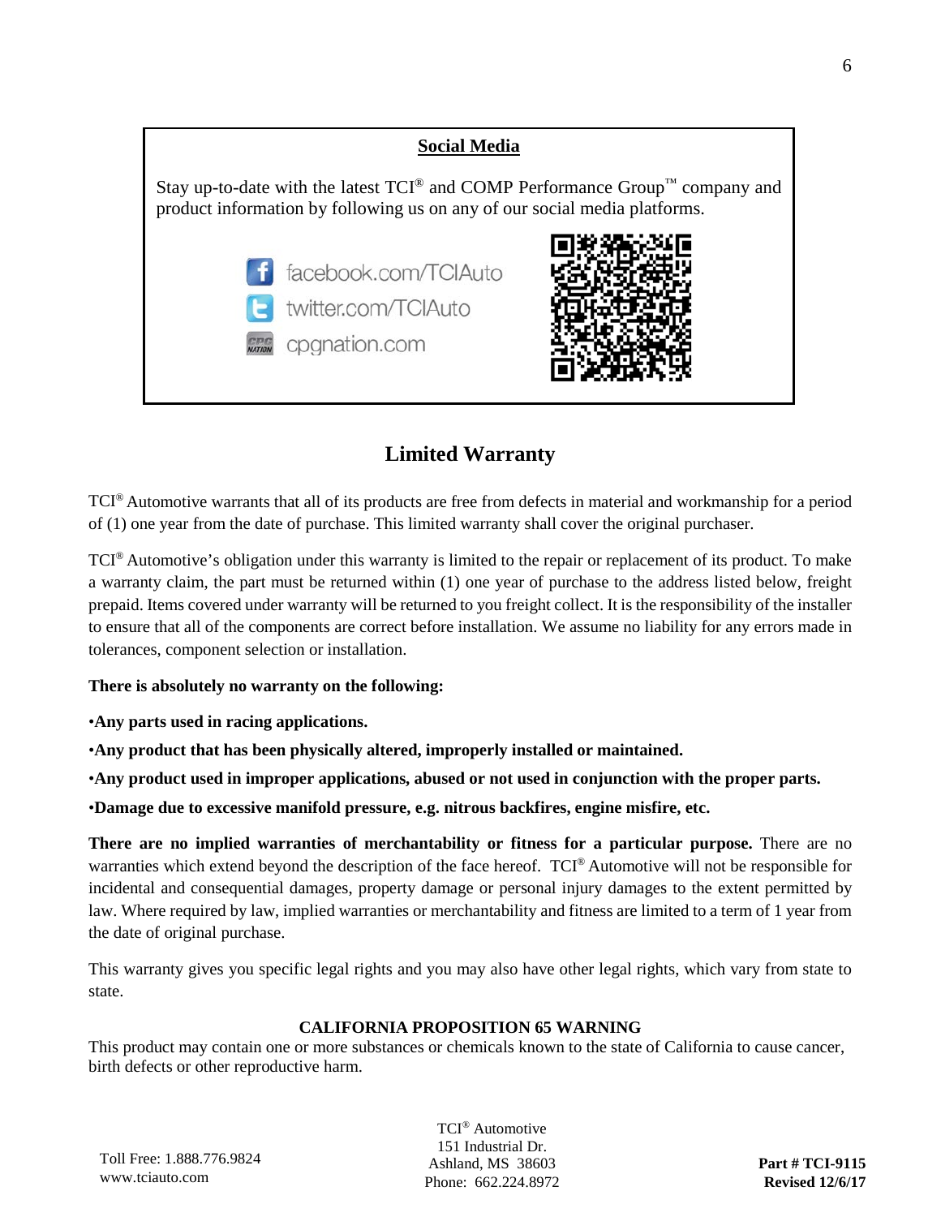## Social Media

Stay up-to-date with the latest TCI® and COMP Performance Group™ company and product information by following us on any of our social media platforms.

facebook.com/TCIAuto

twitter.com/TCIAuto

cpgnation.com

# Limited Warranty

TCI® Automotive warrants that all of its products are free from defects in material and workmanship for a period of (1) one year from the date of purchase. This limited warranty shall cover the original purchaser.

TCI® Automotive's obligation under this warranty is limited to the repair or replacement of its product. To make a warranty claim, the part must be returned within (1) one year of purchase to the address listed below, freight prepaid. Items covered under warranty will be returned to you freight collect. It is the responsibility of the installer to ensure that all of the components are correct before installation. We assume no liability for any errors made in tolerances, component selection or installation.

**There is absolutely no warranty on the following:**

- **Any parts used in racing applications.**
- **Any product that has been physically altered, improperly installed or maintained.**
- **Any product used in improper applications, abused or not used in conjunction with the proper parts.**
- **Damage due to excessive manifold pressure, e.g. nitrous backfires, engine misfire, etc.**

**There are no implied warranties of merchantability or fitness for a particular purpose.** There are no warranties which extend beyond the description of the face hereof. TCI® Automotive will not be responsible for incidental and consequential damages, property damage or personal injury damages to the extent permitted by law. Where required by law, implied warranties or merchantability and fitness are limited to a term of 1 year from the date of original purchase.

This warranty gives you specific legal rights and you may also have other legal rights, which vary from state to state.

**CALIFORNIA PROPOSITION 65 WARNING**

This product may contain one or more substances or chemicals known to the state of California to cause cancer, birth defects or other reproductive harm.

Toll Free: 1.888.776.9824
www.tciauto.com

TCI® Automotive
151 Industrial Dr.
Ashland, MS 38603
Phone: 662.224.8972

**Part # TCI-9115**
**Revised 12/6/17**